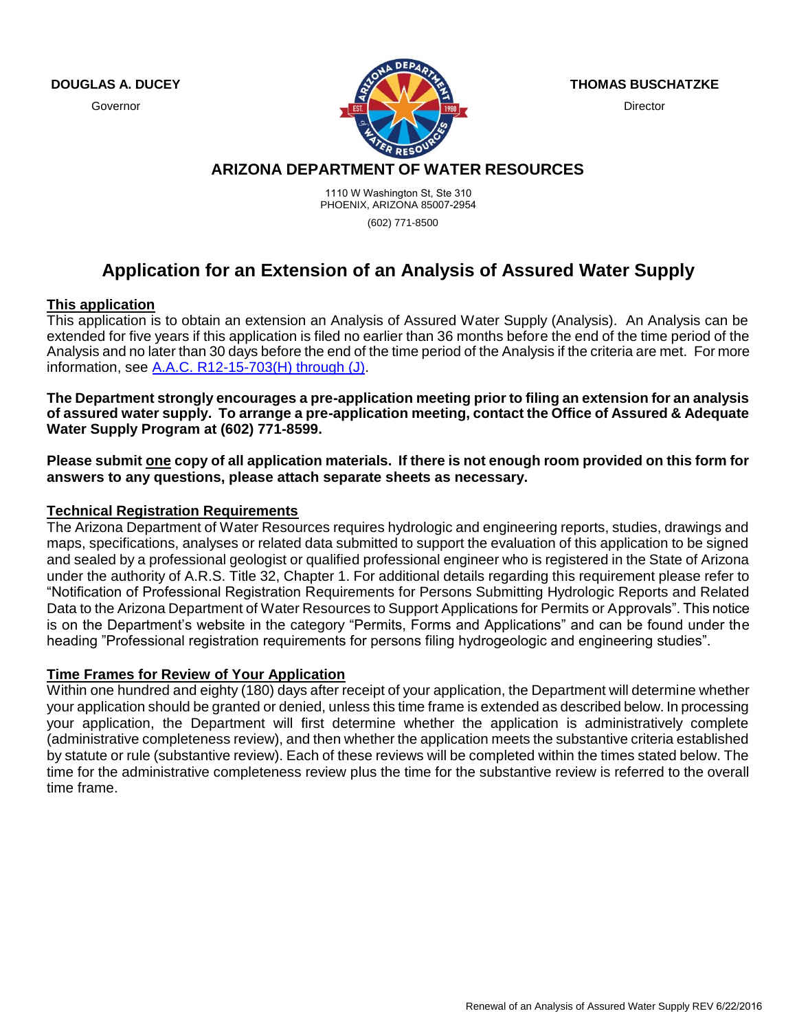**DOUGLAS A. DUCEY**
Governor

**THOMAS BUSCHATZKE**
Director

## ARIZONA DEPARTMENT OF WATER RESOURCES

1110 W Washington St, Ste 310
PHOENIX, ARIZONA 85007-2954
(602) 771-8500

# Application for an Extension of an Analysis of Assured Water Supply

**<u>This application</u>**

This application is to obtain an extension an Analysis of Assured Water Supply (Analysis). An Analysis can be extended for five years if this application is filed no earlier than 36 months before the end of the time period of the Analysis and no later than 30 days before the end of the time period of the Analysis if the criteria are met. For more information, see [A.A.C. R12-15-703(H) through (J)](A.A.C. R12-15-703(H) through (J)).

**The Department strongly encourages a pre-application meeting prior to filing an extension for an analysis of assured water supply. To arrange a pre-application meeting, contact the Office of Assured & Adequate Water Supply Program at (602) 771-8599.**

**Please submit <u>one</u> copy of all application materials. If there is not enough room provided on this form for answers to any questions, please attach separate sheets as necessary.**

**<u>Technical Registration Requirements</u>**

The Arizona Department of Water Resources requires hydrologic and engineering reports, studies, drawings and maps, specifications, analyses or related data submitted to support the evaluation of this application to be signed and sealed by a professional geologist or qualified professional engineer who is registered in the State of Arizona under the authority of A.R.S. Title 32, Chapter 1. For additional details regarding this requirement please refer to "Notification of Professional Registration Requirements for Persons Submitting Hydrologic Reports and Related Data to the Arizona Department of Water Resources to Support Applications for Permits or Approvals". This notice is on the Department's website in the category "Permits, Forms and Applications" and can be found under the heading "Professional registration requirements for persons filing hydrogeologic and engineering studies".

**<u>Time Frames for Review of Your Application</u>**

Within one hundred and eighty (180) days after receipt of your application, the Department will determine whether your application should be granted or denied, unless this time frame is extended as described below. In processing your application, the Department will first determine whether the application is administratively complete (administrative completeness review), and then whether the application meets the substantive criteria established by statute or rule (substantive review). Each of these reviews will be completed within the times stated below. The time for the administrative completeness review plus the time for the substantive review is referred to the overall time frame.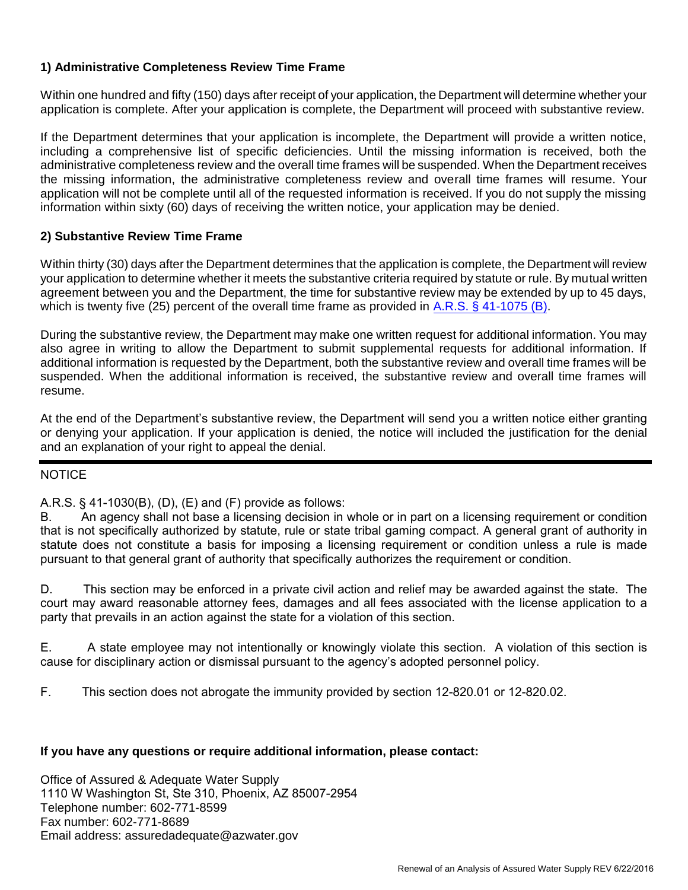### 1) Administrative Completeness Review Time Frame

Within one hundred and fifty (150) days after receipt of your application, the Department will determine whether your application is complete. After your application is complete, the Department will proceed with substantive review.

If the Department determines that your application is incomplete, the Department will provide a written notice, including a comprehensive list of specific deficiencies. Until the missing information is received, both the administrative completeness review and the overall time frames will be suspended. When the Department receives the missing information, the administrative completeness review and overall time frames will resume. Your application will not be complete until all of the requested information is received. If you do not supply the missing information within sixty (60) days of receiving the written notice, your application may be denied.

### 2) Substantive Review Time Frame

Within thirty (30) days after the Department determines that the application is complete, the Department will review your application to determine whether it meets the substantive criteria required by statute or rule. By mutual written agreement between you and the Department, the time for substantive review may be extended by up to 45 days, which is twenty five (25) percent of the overall time frame as provided in A.R.S. § 41-1075 (B).

During the substantive review, the Department may make one written request for additional information. You may also agree in writing to allow the Department to submit supplemental requests for additional information. If additional information is requested by the Department, both the substantive review and overall time frames will be suspended. When the additional information is received, the substantive review and overall time frames will resume.

At the end of the Department's substantive review, the Department will send you a written notice either granting or denying your application. If your application is denied, the notice will included the justification for the denial and an explanation of your right to appeal the denial.

---

NOTICE

A.R.S. § 41-1030(B), (D), (E) and (F) provide as follows:

B. An agency shall not base a licensing decision in whole or in part on a licensing requirement or condition that is not specifically authorized by statute, rule or state tribal gaming compact. A general grant of authority in statute does not constitute a basis for imposing a licensing requirement or condition unless a rule is made pursuant to that general grant of authority that specifically authorizes the requirement or condition.

D. This section may be enforced in a private civil action and relief may be awarded against the state. The court may award reasonable attorney fees, damages and all fees associated with the license application to a party that prevails in an action against the state for a violation of this section.

E. A state employee may not intentionally or knowingly violate this section. A violation of this section is cause for disciplinary action or dismissal pursuant to the agency's adopted personnel policy.

F. This section does not abrogate the immunity provided by section 12-820.01 or 12-820.02.

**If you have any questions or require additional information, please contact:**

Office of Assured & Adequate Water Supply
1110 W Washington St, Ste 310, Phoenix, AZ 85007-2954
Telephone number: 602-771-8599
Fax number: 602-771-8689
Email address: assuredadequate@azwater.gov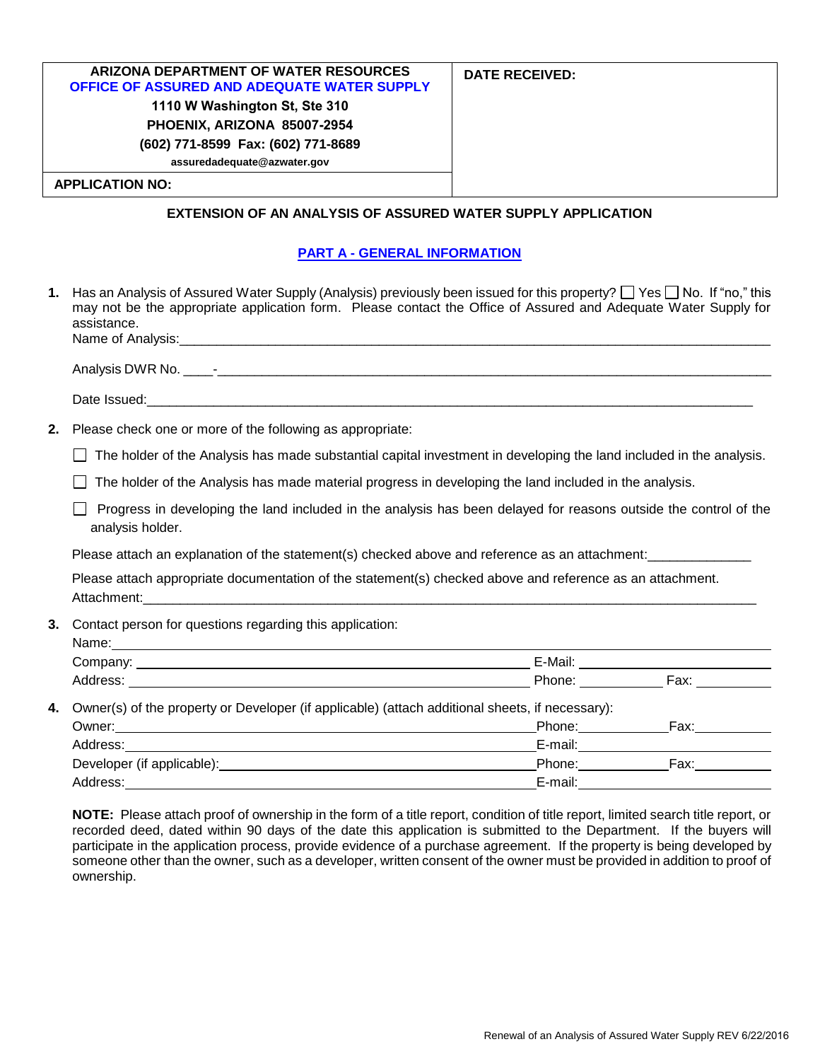| ARIZONA DEPARTMENT OF WATER RESOURCES<br>OFFICE OF ASSURED AND ADEQUATE WATER SUPPLY<br>1110 W Washington St, Ste 310<br>PHOENIX, ARIZONA 85007-2954<br>(602) 771-8599 Fax: (602) 771-8689<br>assuredadequate@azwater.gov | DATE RECEIVED: |
|---|---|
| APPLICATION NO: | |

**EXTENSION OF AN ANALYSIS OF ASSURED WATER SUPPLY APPLICATION**

## PART A - GENERAL INFORMATION

**1.** Has an Analysis of Assured Water Supply (Analysis) previously been issued for this property? ☐ Yes ☐ No. If "no," this may not be the appropriate application form. Please contact the Office of Assured and Adequate Water Supply for assistance.

Name of Analysis:\_\_\_\_\_\_\_\_\_\_\_\_\_\_\_\_\_\_\_\_\_\_\_\_\_\_\_\_\_\_\_\_\_\_\_\_\_\_\_\_

Analysis DWR No. \_\_\_\_-\_\_\_\_\_\_\_\_\_\_\_\_\_\_\_\_\_\_\_\_\_\_\_\_\_\_\_\_\_\_\_\_\_\_\_\_

Date Issued:\_\_\_\_\_\_\_\_\_\_\_\_\_\_\_\_\_\_\_\_\_\_\_\_\_\_\_\_\_\_\_\_\_\_\_\_\_\_\_\_

**2.** Please check one or more of the following as appropriate:

☐ The holder of the Analysis has made substantial capital investment in developing the land included in the analysis.

☐ The holder of the Analysis has made material progress in developing the land included in the analysis.

☐ Progress in developing the land included in the analysis has been delayed for reasons outside the control of the analysis holder.

Please attach an explanation of the statement(s) checked above and reference as an attachment:\_\_\_\_\_\_\_\_\_\_\_\_\_\_

Please attach appropriate documentation of the statement(s) checked above and reference as an attachment.
Attachment:\_\_\_\_\_\_\_\_\_\_\_\_\_\_\_\_\_\_\_\_\_\_\_\_\_\_\_\_\_\_\_\_\_\_\_\_\_\_\_\_

**3.** Contact person for questions regarding this application:

Name:\_\_\_\_\_\_\_\_\_\_\_\_\_\_\_\_\_\_\_\_\_\_\_\_\_\_\_\_\_\_\_\_\_\_\_\_\_\_\_\_

Company:\_\_\_\_\_\_\_\_\_\_\_\_\_\_\_\_\_\_\_\_ E-Mail:\_\_\_\_\_\_\_\_\_\_\_\_\_\_\_\_

Address:\_\_\_\_\_\_\_\_\_\_\_\_\_\_\_\_\_\_\_\_ Phone:\_\_\_\_\_\_\_\_ Fax:\_\_\_\_\_\_\_\_

**4.** Owner(s) of the property or Developer (if applicable) (attach additional sheets, if necessary):

Owner:\_\_\_\_\_\_\_\_\_\_\_\_\_\_\_\_\_\_\_\_ Phone:\_\_\_\_\_\_\_\_ Fax:\_\_\_\_\_\_\_\_

Address:\_\_\_\_\_\_\_\_\_\_\_\_\_\_\_\_\_\_\_\_ E-mail:\_\_\_\_\_\_\_\_\_\_\_\_\_\_\_\_

Developer (if applicable):\_\_\_\_\_\_\_\_\_\_\_\_\_\_\_\_\_\_\_\_ Phone:\_\_\_\_\_\_\_\_ Fax:\_\_\_\_\_\_\_\_

Address:\_\_\_\_\_\_\_\_\_\_\_\_\_\_\_\_\_\_\_\_ E-mail:\_\_\_\_\_\_\_\_\_\_\_\_\_\_\_\_

**NOTE:** Please attach proof of ownership in the form of a title report, condition of title report, limited search title report, or recorded deed, dated within 90 days of the date this application is submitted to the Department. If the buyers will participate in the application process, provide evidence of a purchase agreement. If the property is being developed by someone other than the owner, such as a developer, written consent of the owner must be provided in addition to proof of ownership.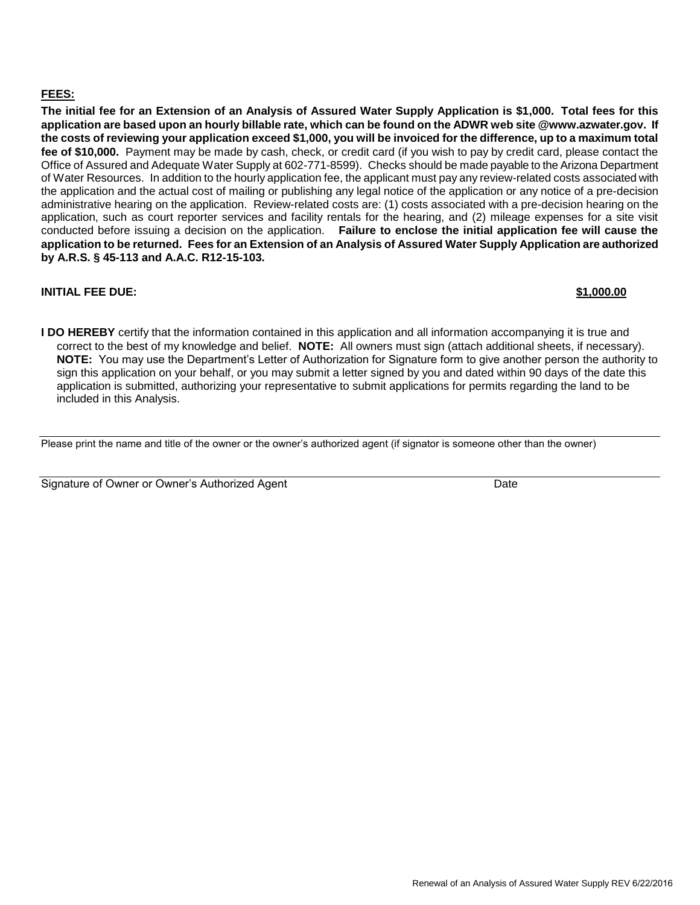**FEES:**

**The initial fee for an Extension of an Analysis of Assured Water Supply Application is $1,000. Total fees for this application are based upon an hourly billable rate, which can be found on the ADWR web site @www.azwater.gov. If the costs of reviewing your application exceed $1,000, you will be invoiced for the difference, up to a maximum total fee of $10,000.** Payment may be made by cash, check, or credit card (if you wish to pay by credit card, please contact the Office of Assured and Adequate Water Supply at 602-771-8599). Checks should be made payable to the Arizona Department of Water Resources. In addition to the hourly application fee, the applicant must pay any review-related costs associated with the application and the actual cost of mailing or publishing any legal notice of the application or any notice of a pre-decision administrative hearing on the application. Review-related costs are: (1) costs associated with a pre-decision hearing on the application, such as court reporter services and facility rentals for the hearing, and (2) mileage expenses for a site visit conducted before issuing a decision on the application. **Failure to enclose the initial application fee will cause the application to be returned. Fees for an Extension of an Analysis of Assured Water Supply Application are authorized by A.R.S. § 45-113 and A.A.C. R12-15-103.**

**INITIAL FEE DUE:** **$1,000.00**

**I DO HEREBY** certify that the information contained in this application and all information accompanying it is true and correct to the best of my knowledge and belief. **NOTE:** All owners must sign (attach additional sheets, if necessary). **NOTE:** You may use the Department's Letter of Authorization for Signature form to give another person the authority to sign this application on your behalf, or you may submit a letter signed by you and dated within 90 days of the date this application is submitted, authorizing your representative to submit applications for permits regarding the land to be included in this Analysis.

Please print the name and title of the owner or the owner's authorized agent (if signator is someone other than the owner)

Signature of Owner or Owner's Authorized Agent Date